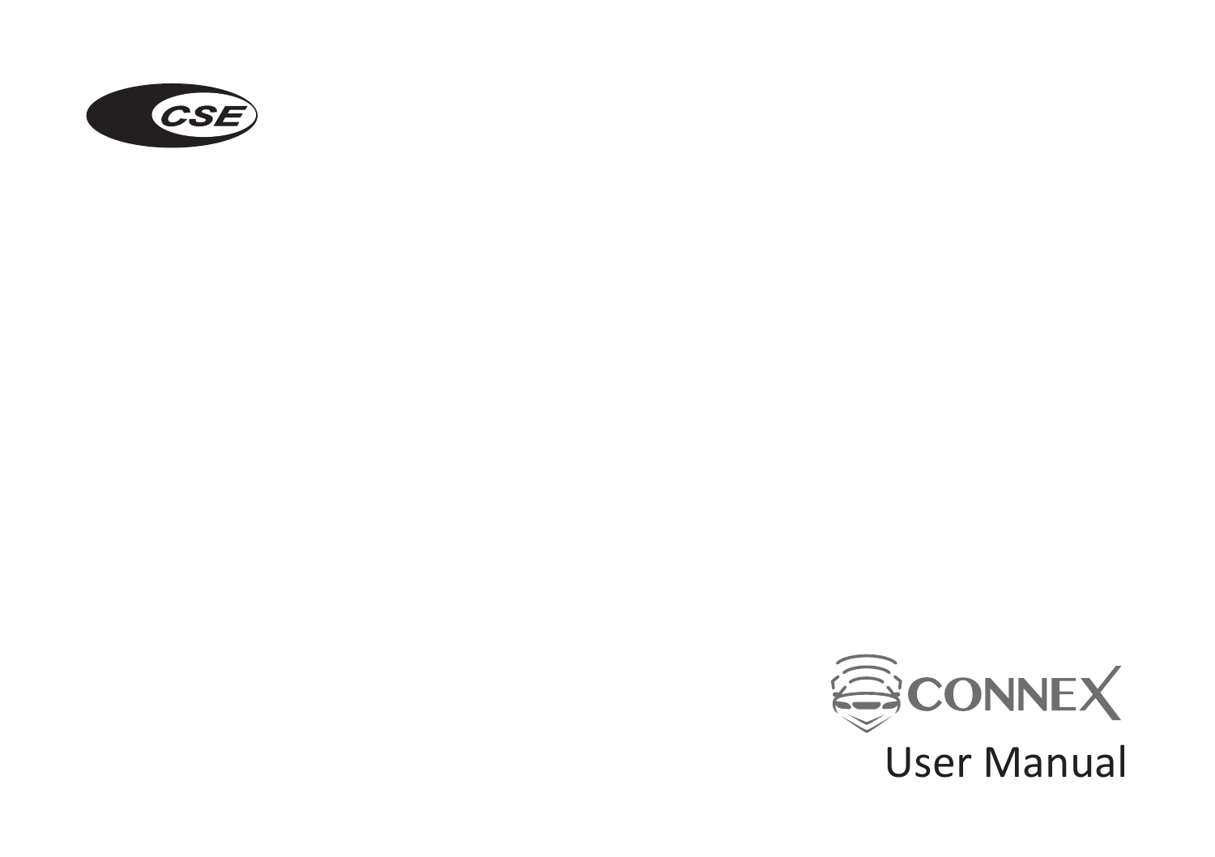CSE

CONNEX

# User Manual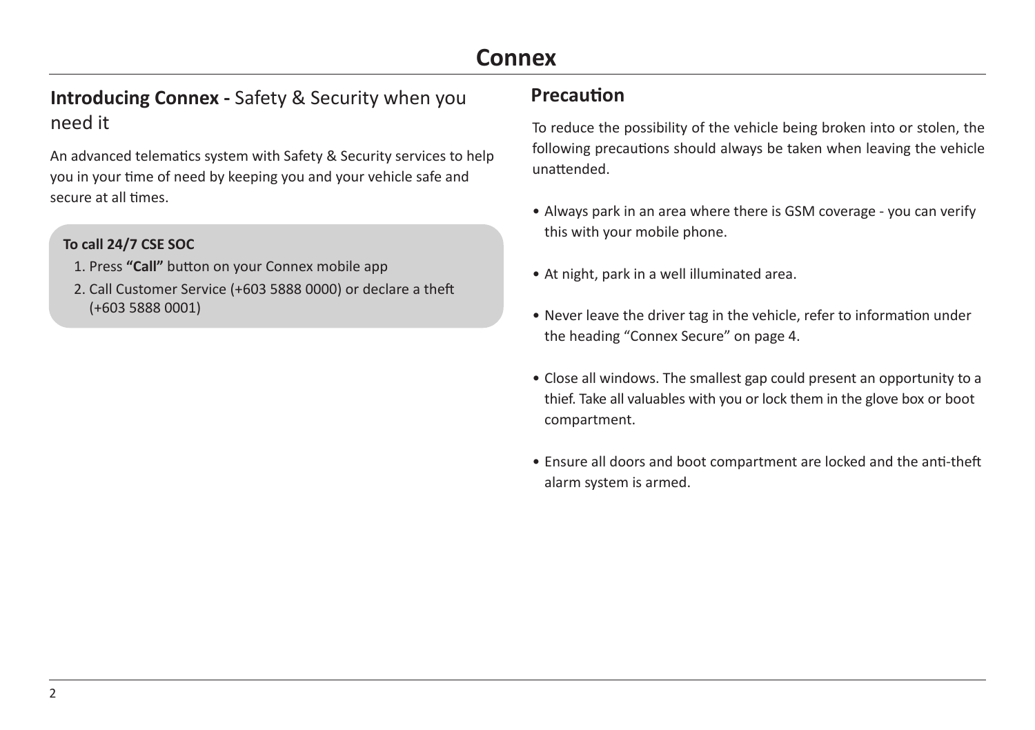# Connex

## **Introducing Connex -** Safety & Security when you need it

An advanced telematics system with Safety & Security services to help you in your time of need by keeping you and your vehicle safe and secure at all times.

**To call 24/7 CSE SOC**

1. Press **"Call"** button on your Connex mobile app
2. Call Customer Service (+603 5888 0000) or declare a theft (+603 5888 0001)

## Precaution

To reduce the possibility of the vehicle being broken into or stolen, the following precautions should always be taken when leaving the vehicle unattended.

- Always park in an area where there is GSM coverage - you can verify this with your mobile phone.
- At night, park in a well illuminated area.
- Never leave the driver tag in the vehicle, refer to information under the heading "Connex Secure" on page 4.
- Close all windows. The smallest gap could present an opportunity to a thief. Take all valuables with you or lock them in the glove box or boot compartment.
- Ensure all doors and boot compartment are locked and the anti-theft alarm system is armed.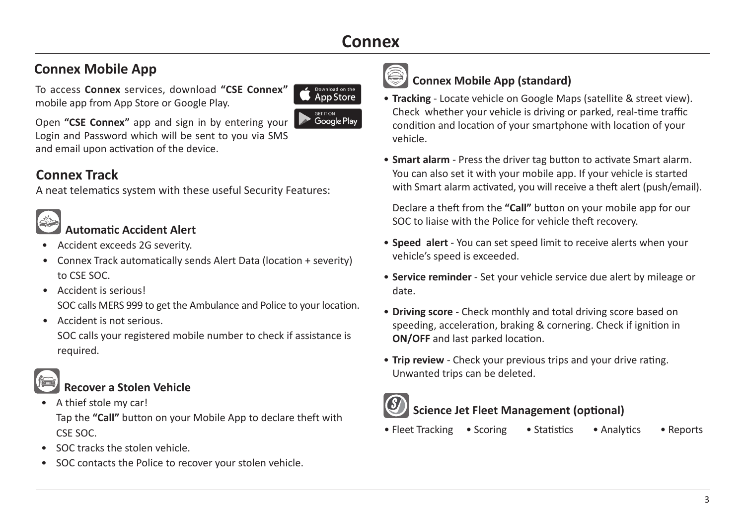# Connex

## Connex Mobile App

To access **Connex** services, download **"CSE Connex"** mobile app from App Store or Google Play.

Open **"CSE Connex"** app and sign in by entering your Login and Password which will be sent to you via SMS and email upon activation of the device.

## Connex Track

A neat telematics system with these useful Security Features:

### Automatic Accident Alert

- Accident exceeds 2G severity.
- Connex Track automatically sends Alert Data (location + severity) to CSE SOC.
- Accident is serious!
  SOC calls MERS 999 to get the Ambulance and Police to your location.
- Accident is not serious.
  SOC calls your registered mobile number to check if assistance is required.

### Recover a Stolen Vehicle

- A thief stole my car!
  Tap the **"Call"** button on your Mobile App to declare theft with CSE SOC.
- SOC tracks the stolen vehicle.
- SOC contacts the Police to recover your stolen vehicle.

### Connex Mobile App (standard)

- **Tracking** - Locate vehicle on Google Maps (satellite & street view). Check whether your vehicle is driving or parked, real-time traffic condition and location of your smartphone with location of your vehicle.
- **Smart alarm** - Press the driver tag button to activate Smart alarm. You can also set it with your mobile app. If your vehicle is started with Smart alarm activated, you will receive a theft alert (push/email).

  Declare a theft from the **"Call"** button on your mobile app for our SOC to liaise with the Police for vehicle theft recovery.
- **Speed alert** - You can set speed limit to receive alerts when your vehicle's speed is exceeded.
- **Service reminder** - Set your vehicle service due alert by mileage or date.
- **Driving score** - Check monthly and total driving score based on speeding, acceleration, braking & cornering. Check if ignition in **ON/OFF** and last parked location.
- **Trip review** - Check your previous trips and your drive rating. Unwanted trips can be deleted.

### Science Jet Fleet Management (optional)

- Fleet Tracking
- Scoring
- Statistics
- Analytics
- Reports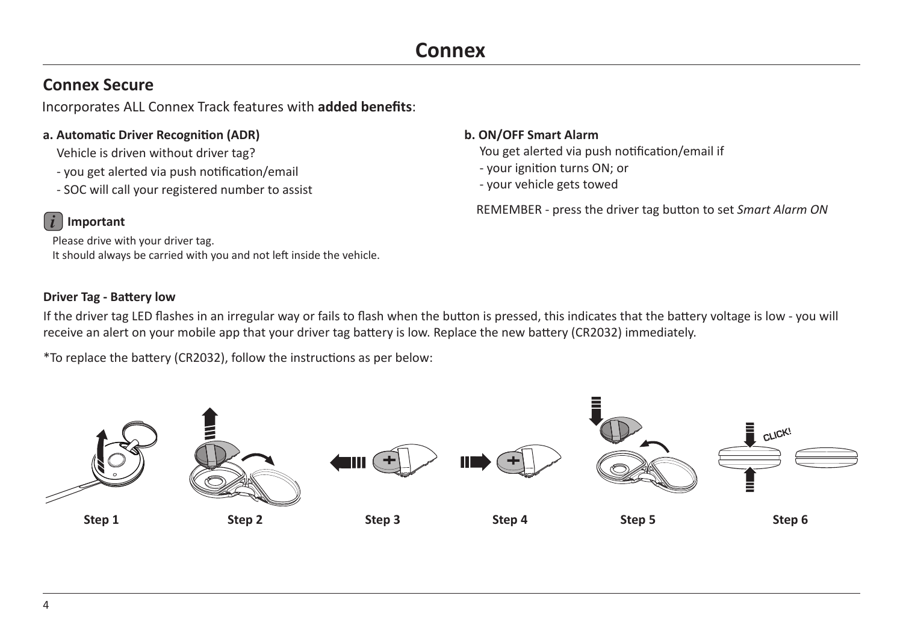# Connex

## Connex Secure

Incorporates ALL Connex Track features with **added benefits**:

**a. Automatic Driver Recognition (ADR)**

Vehicle is driven without driver tag?

- you get alerted via push notification/email
- SOC will call your registered number to assist

**Important**

Please drive with your driver tag.
It should always be carried with you and not left inside the vehicle.

**b. ON/OFF Smart Alarm**

You get alerted via push notification/email if

- your ignition turns ON; or
- your vehicle gets towed

REMEMBER - press the driver tag button to set *Smart Alarm ON*

**Driver Tag - Battery low**

If the driver tag LED flashes in an irregular way or fails to flash when the button is pressed, this indicates that the battery voltage is low - you will receive an alert on your mobile app that your driver tag battery is low. Replace the new battery (CR2032) immediately.

*To replace the battery (CR2032), follow the instructions as per below:

CLICK!

Step 1 Step 2 Step 3 Step 4 Step 5 Step 6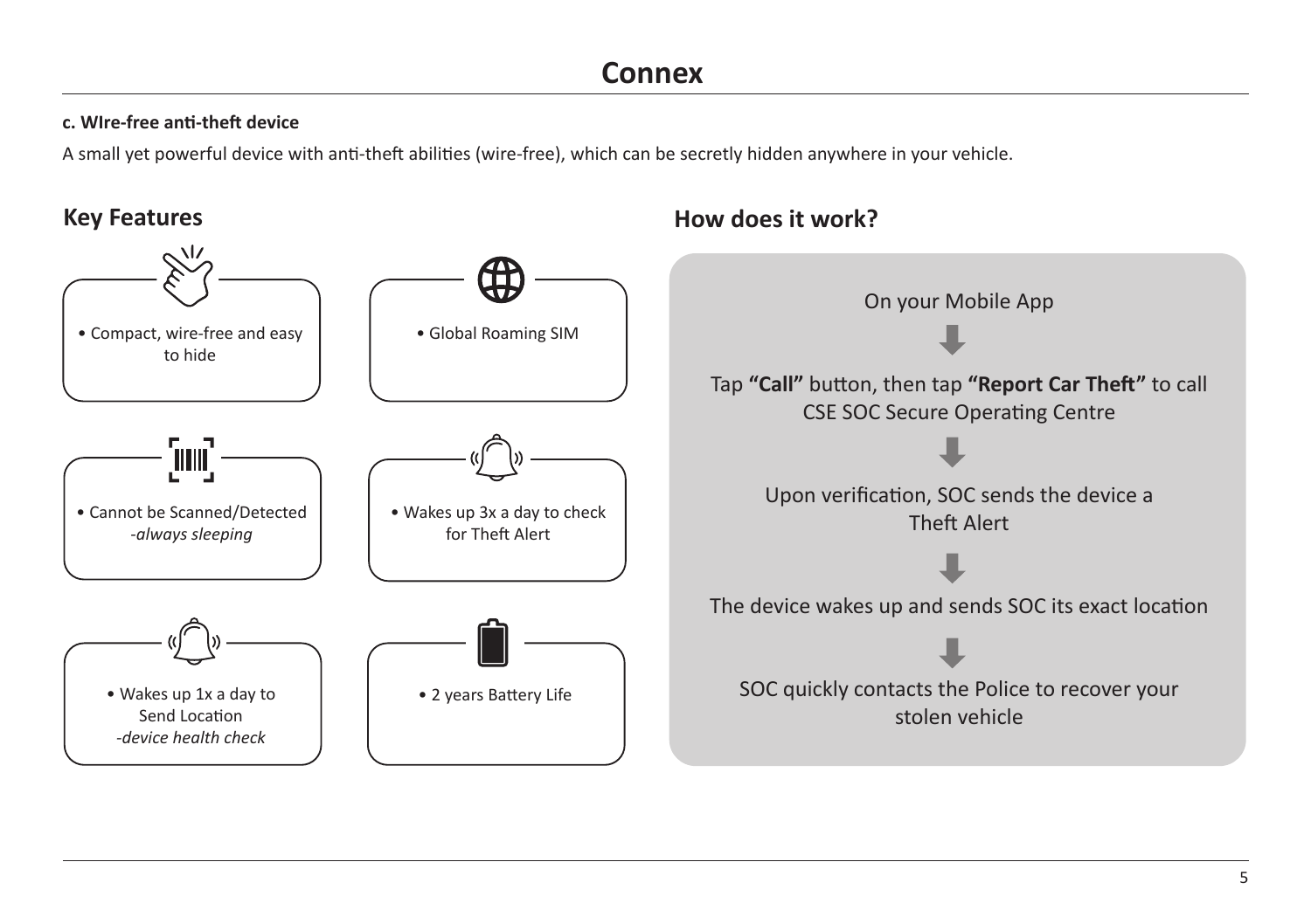# Connex

**c. WIre-free anti-theft device**

A small yet powerful device with anti-theft abilities (wire-free), which can be secretly hidden anywhere in your vehicle.

## Key Features

- Compact, wire-free and easy to hide
- Global Roaming SIM
- Cannot be Scanned/Detected *-always sleeping*
- Wakes up 3x a day to check for Theft Alert
- Wakes up 1x a day to Send Location *-device health check*
- 2 years Battery Life

## How does it work?

On your Mobile App

⬇

Tap **"Call"** button, then tap **"Report Car Theft"** to call CSE SOC Secure Operating Centre

⬇

Upon verification, SOC sends the device a Theft Alert

⬇

The device wakes up and sends SOC its exact location

⬇

SOC quickly contacts the Police to recover your stolen vehicle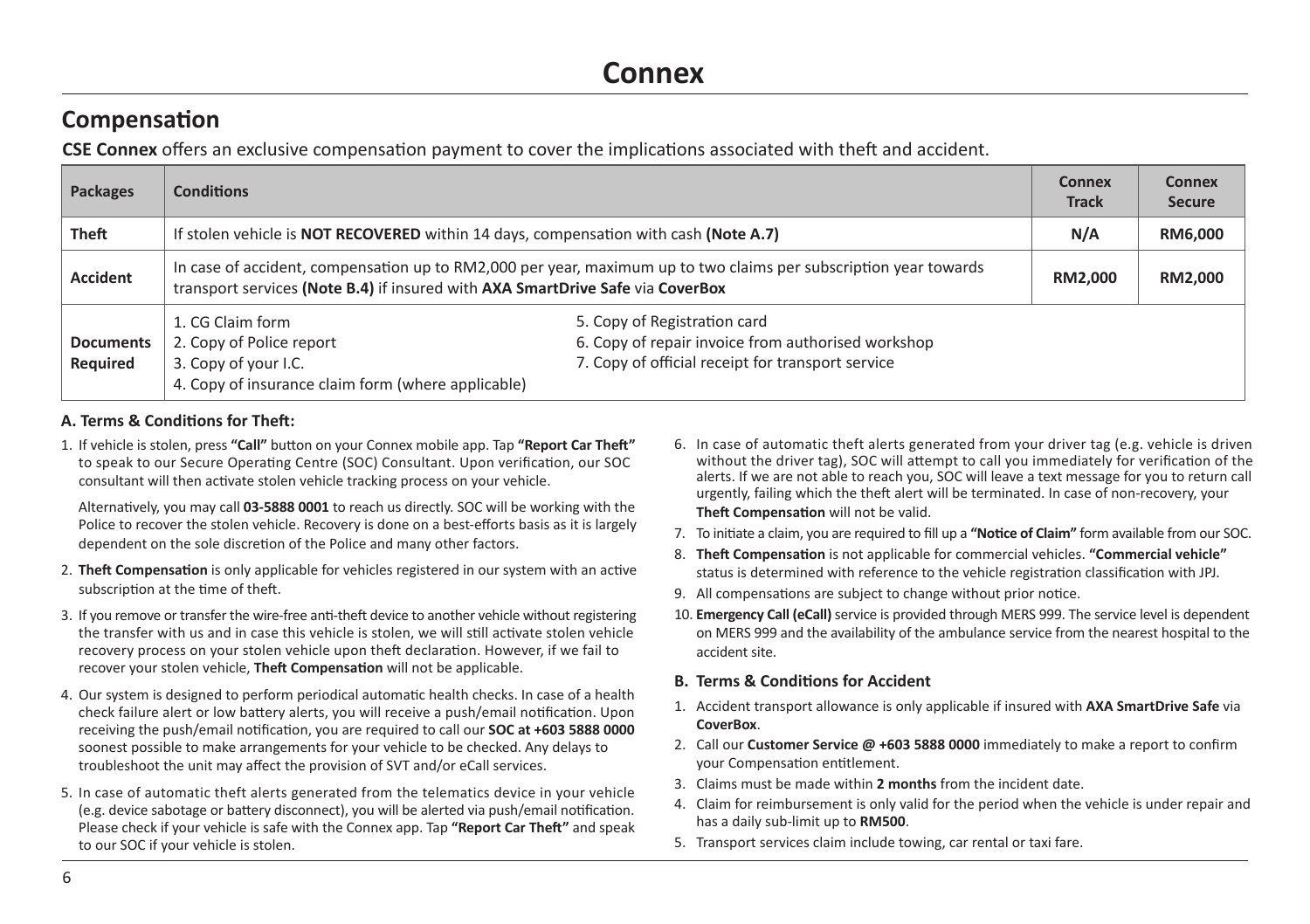# Connex

## Compensation

**CSE Connex** offers an exclusive compensation payment to cover the implications associated with theft and accident.

| Packages | Conditions | | Connex Track | Connex Secure |
|---|---|---|---|---|
| **Theft** | If stolen vehicle is **NOT RECOVERED** within 14 days, compensation with cash **(Note A.7)** | | **N/A** | **RM6,000** |
| **Accident** | In case of accident, compensation up to RM2,000 per year, maximum up to two claims per subscription year towards transport services **(Note B.4)** if insured with **AXA SmartDrive Safe** via **CoverBox** | | **RM2,000** | **RM2,000** |
| **Documents Required** | 1. CG Claim form<br>2. Copy of Police report<br>3. Copy of your I.C.<br>4. Copy of insurance claim form (where applicable) | 5. Copy of Registration card<br>6. Copy of repair invoice from authorised workshop<br>7. Copy of official receipt for transport service | | |

#### A. Terms & Conditions for Theft:

1. If vehicle is stolen, press **"Call"** button on your Connex mobile app. Tap **"Report Car Theft"** to speak to our Secure Operating Centre (SOC) Consultant. Upon verification, our SOC consultant will then activate stolen vehicle tracking process on your vehicle.

   Alternatively, you may call **03-5888 0001** to reach us directly. SOC will be working with the Police to recover the stolen vehicle. Recovery is done on a best-efforts basis as it is largely dependent on the sole discretion of the Police and many other factors.

2. **Theft Compensation** is only applicable for vehicles registered in our system with an active subscription at the time of theft.
3. If you remove or transfer the wire-free anti-theft device to another vehicle without registering the transfer with us and in case this vehicle is stolen, we will still activate stolen vehicle recovery process on your stolen vehicle upon theft declaration. However, if we fail to recover your stolen vehicle, **Theft Compensation** will not be applicable.
4. Our system is designed to perform periodical automatic health checks. In case of a health check failure alert or low battery alerts, you will receive a push/email notification. Upon receiving the push/email notification, you are required to call our **SOC at +603 5888 0000** soonest possible to make arrangements for your vehicle to be checked. Any delays to troubleshoot the unit may affect the provision of SVT and/or eCall services.
5. In case of automatic theft alerts generated from the telematics device in your vehicle (e.g. device sabotage or battery disconnect), you will be alerted via push/email notification. Please check if your vehicle is safe with the Connex app. Tap **"Report Car Theft"** and speak to our SOC if your vehicle is stolen.
6. In case of automatic theft alerts generated from your driver tag (e.g. vehicle is driven without the driver tag), SOC will attempt to call you immediately for verification of the alerts. If we are not able to reach you, SOC will leave a text message for you to return call urgently, failing which the theft alert will be terminated. In case of non-recovery, your **Theft Compensation** will not be valid.
7. To initiate a claim, you are required to fill up a **"Notice of Claim"** form available from our SOC.
8. **Theft Compensation** is not applicable for commercial vehicles. **"Commercial vehicle"** status is determined with reference to the vehicle registration classification with JPJ.
9. All compensations are subject to change without prior notice.
10. **Emergency Call (eCall)** service is provided through MERS 999. The service level is dependent on MERS 999 and the availability of the ambulance service from the nearest hospital to the accident site.

#### B. Terms & Conditions for Accident

1. Accident transport allowance is only applicable if insured with **AXA SmartDrive Safe** via **CoverBox**.
2. Call our **Customer Service @ +603 5888 0000** immediately to make a report to confirm your Compensation entitlement.
3. Claims must be made within **2 months** from the incident date.
4. Claim for reimbursement is only valid for the period when the vehicle is under repair and has a daily sub-limit up to **RM500**.
5. Transport services claim include towing, car rental or taxi fare.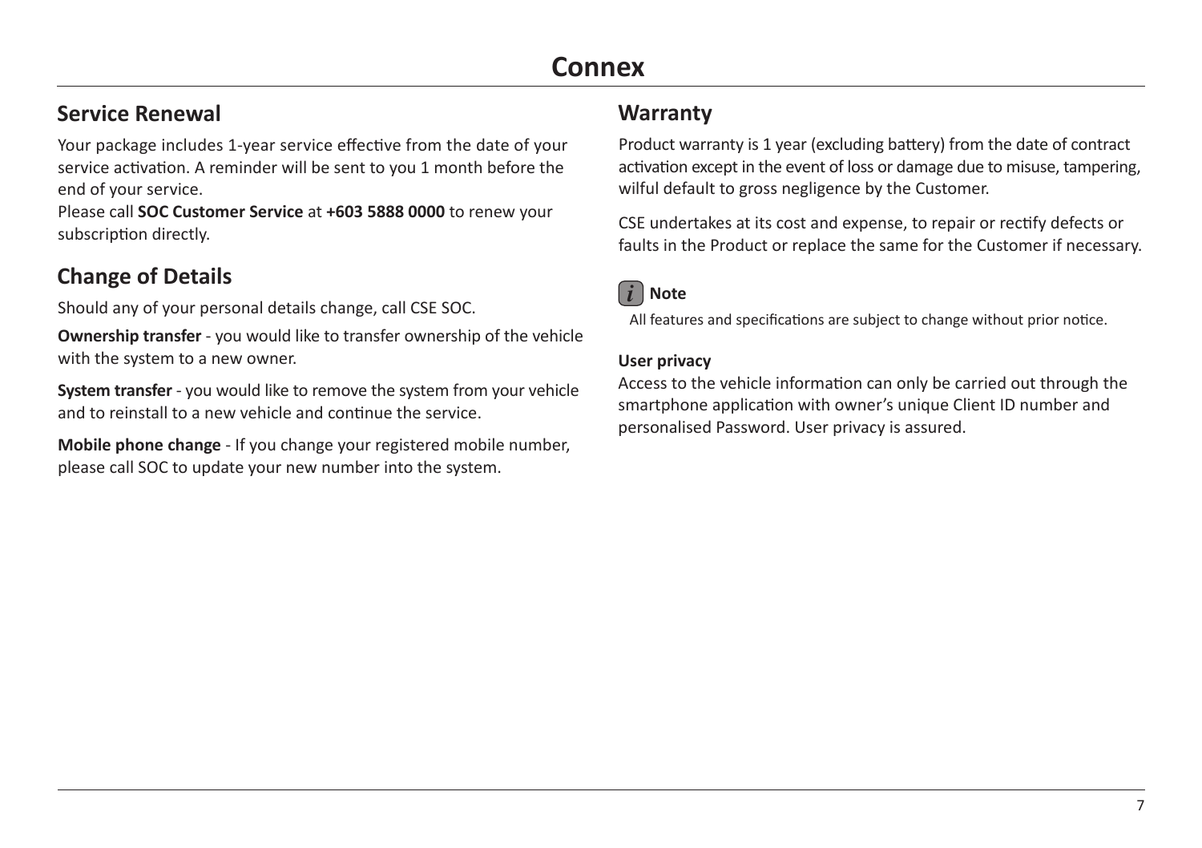# Connex

## Service Renewal

Your package includes 1-year service effective from the date of your service activation. A reminder will be sent to you 1 month before the end of your service.
Please call **SOC Customer Service** at **+603 5888 0000** to renew your subscription directly.

## Change of Details

Should any of your personal details change, call CSE SOC.

**Ownership transfer** - you would like to transfer ownership of the vehicle with the system to a new owner.

**System transfer** - you would like to remove the system from your vehicle and to reinstall to a new vehicle and continue the service.

**Mobile phone change** - If you change your registered mobile number, please call SOC to update your new number into the system.

## Warranty

Product warranty is 1 year (excluding battery) from the date of contract activation except in the event of loss or damage due to misuse, tampering, wilful default to gross negligence by the Customer.

CSE undertakes at its cost and expense, to repair or rectify defects or faults in the Product or replace the same for the Customer if necessary.

**Note**

All features and specifications are subject to change without prior notice.

**User privacy**
Access to the vehicle information can only be carried out through the smartphone application with owner's unique Client ID number and personalised Password. User privacy is assured.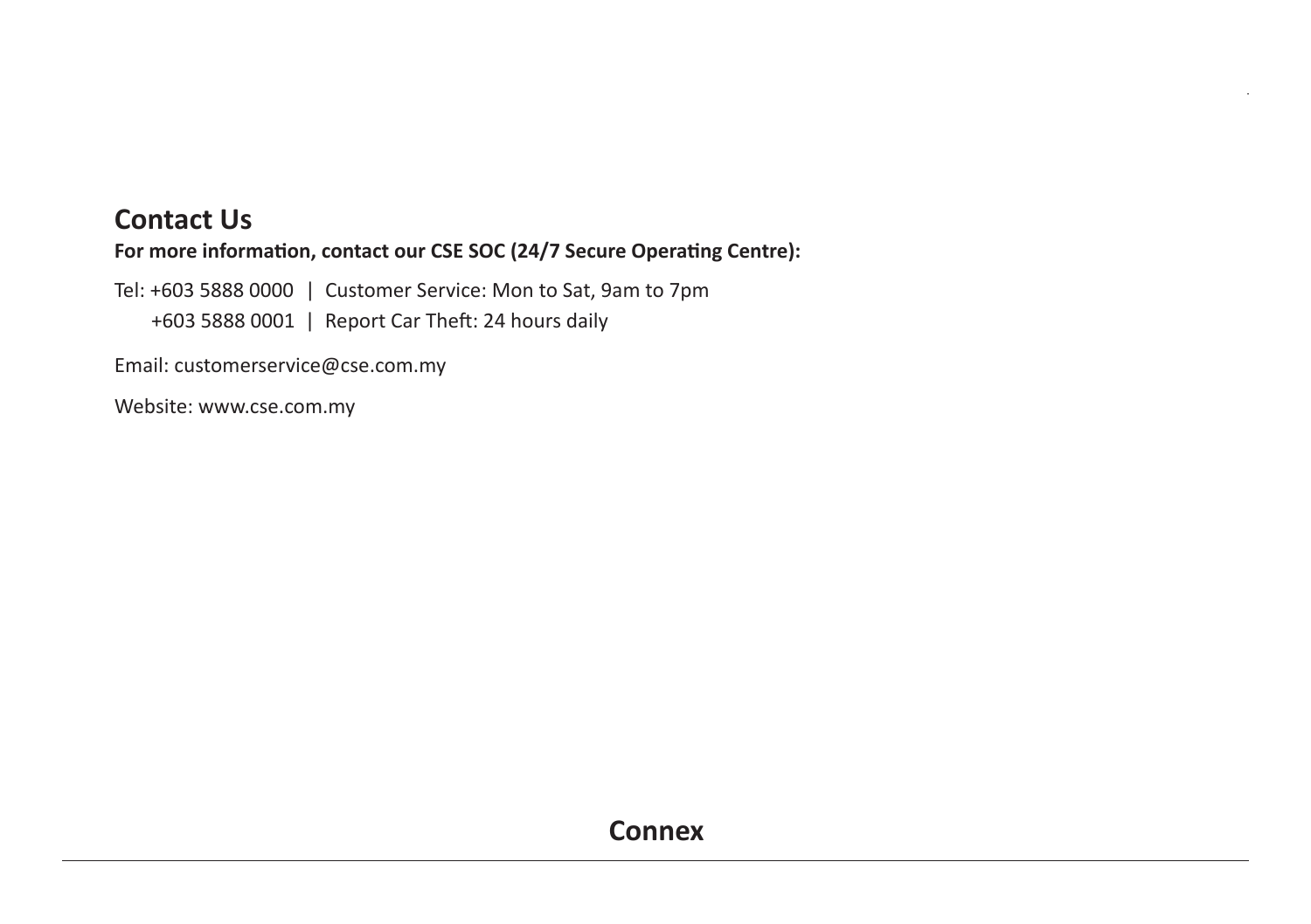## Contact Us

**For more information, contact our CSE SOC (24/7 Secure Operating Centre):**

Tel: +603 5888 0000 | Customer Service: Mon to Sat, 9am to 7pm
+603 5888 0001 | Report Car Theft: 24 hours daily

Email: customerservice@cse.com.my

Website: www.cse.com.my

**Connex**